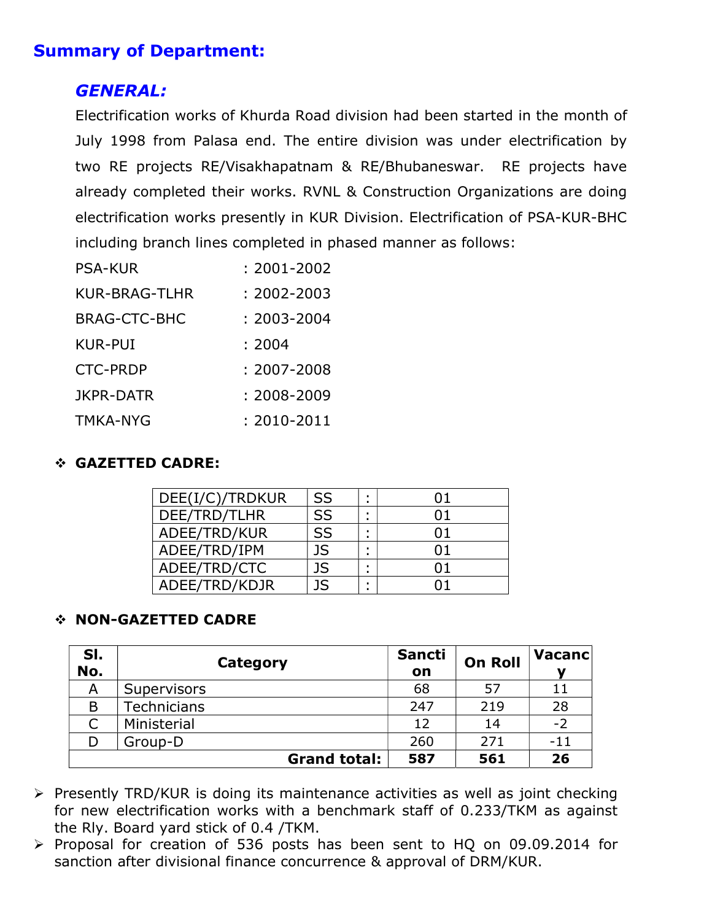## Summary of Department:

### *GENERAL:*

Electrification works of Khurda Road division had been started in the month of July 1998 from Palasa end. The entire division was under electrification by two RE projects RE/Visakhapatnam & RE/Bhubaneswar. RE projects have already completed their works. RVNL & Construction Organizations are doing electrification works presently in KUR Division. Electrification of PSA-KUR-BHC including branch lines completed in phased manner as follows:

| | |
|---|---|
| PSA-KUR | : 2001-2002 |
| KUR-BRAG-TLHR | : 2002-2003 |
| BRAG-CTC-BHC | : 2003-2004 |
| KUR-PUI | : 2004 |
| CTC-PRDP | : 2007-2008 |
| JKPR-DATR | : 2008-2009 |
| TMKA-NYG | : 2010-2011 |

❖ **GAZETTED CADRE:**

| | | | |
|---|---|---|---|
| DEE(I/C)/TRDKUR | SS | : | 01 |
| DEE/TRD/TLHR | SS | : | 01 |
| ADEE/TRD/KUR | SS | : | 01 |
| ADEE/TRD/IPM | JS | : | 01 |
| ADEE/TRD/CTC | JS | : | 01 |
| ADEE/TRD/KDJR | JS | : | 01 |

❖ **NON-GAZETTED CADRE**

| Sl. No. | Category | Sanction | On Roll | Vacancy |
|---|---|---|---|---|
| A | Supervisors | 68 | 57 | 11 |
| B | Technicians | 247 | 219 | 28 |
| C | Ministerial | 12 | 14 | -2 |
| D | Group-D | 260 | 271 | -11 |
| | **Grand total:** | **587** | **561** | **26** |

- Presently TRD/KUR is doing its maintenance activities as well as joint checking for new electrification works with a benchmark staff of 0.233/TKM as against the Rly. Board yard stick of 0.4 /TKM.
- Proposal for creation of 536 posts has been sent to HQ on 09.09.2014 for sanction after divisional finance concurrence & approval of DRM/KUR.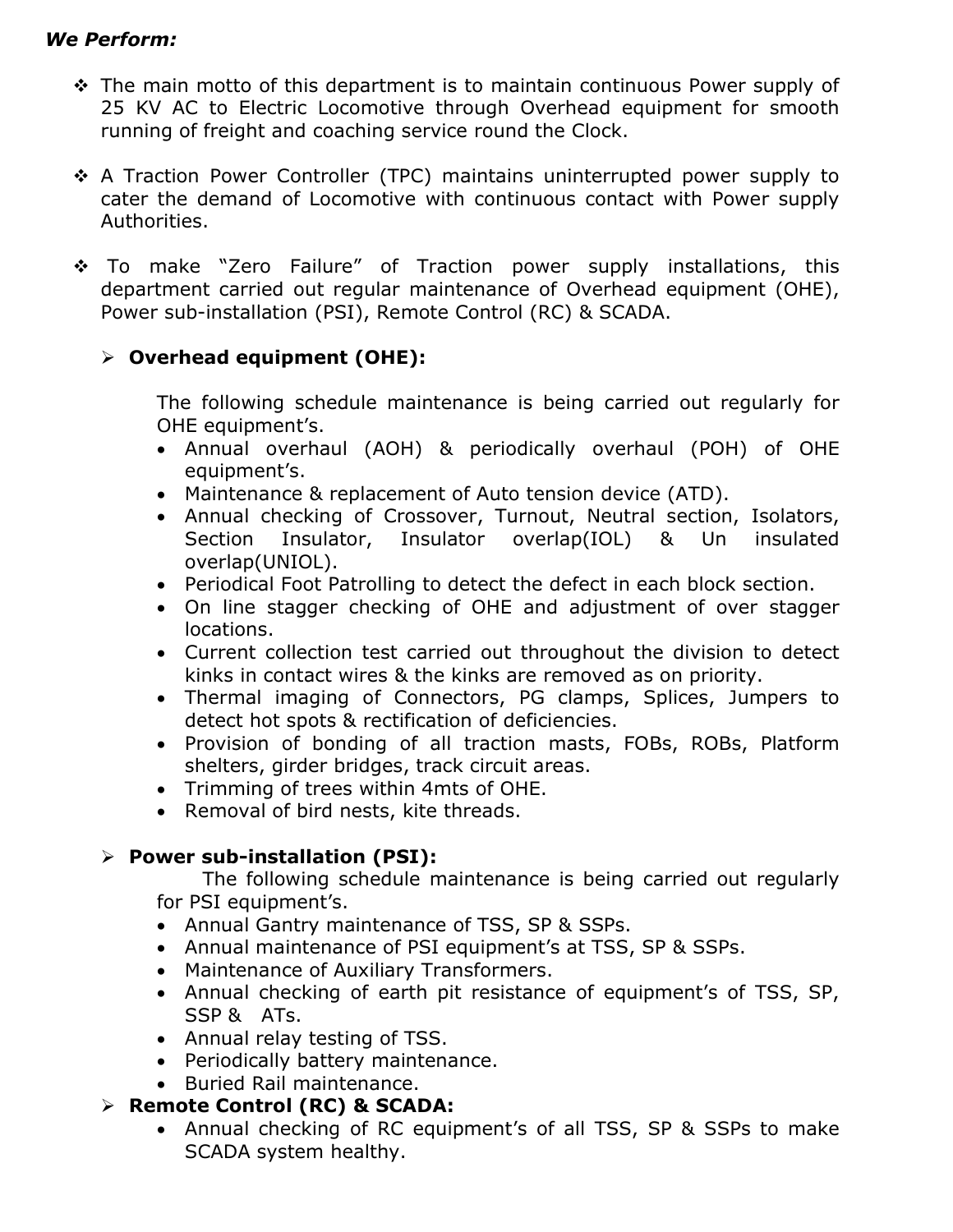***We Perform:***

- The main motto of this department is to maintain continuous Power supply of 25 KV AC to Electric Locomotive through Overhead equipment for smooth running of freight and coaching service round the Clock.

- A Traction Power Controller (TPC) maintains uninterrupted power supply to cater the demand of Locomotive with continuous contact with Power supply Authorities.

- To make "Zero Failure" of Traction power supply installations, this department carried out regular maintenance of Overhead equipment (OHE), Power sub-installation (PSI), Remote Control (RC) & SCADA.

  - **Overhead equipment (OHE):**

    The following schedule maintenance is being carried out regularly for OHE equipment's.

    - Annual overhaul (AOH) & periodically overhaul (POH) of OHE equipment's.
    - Maintenance & replacement of Auto tension device (ATD).
    - Annual checking of Crossover, Turnout, Neutral section, Isolators, Section Insulator, Insulator overlap(IOL) & Un insulated overlap(UNIOL).
    - Periodical Foot Patrolling to detect the defect in each block section.
    - On line stagger checking of OHE and adjustment of over stagger locations.
    - Current collection test carried out throughout the division to detect kinks in contact wires & the kinks are removed as on priority.
    - Thermal imaging of Connectors, PG clamps, Splices, Jumpers to detect hot spots & rectification of deficiencies.
    - Provision of bonding of all traction masts, FOBs, ROBs, Platform shelters, girder bridges, track circuit areas.
    - Trimming of trees within 4mts of OHE.
    - Removal of bird nests, kite threads.

  - **Power sub-installation (PSI):**

    The following schedule maintenance is being carried out regularly for PSI equipment's.

    - Annual Gantry maintenance of TSS, SP & SSPs.
    - Annual maintenance of PSI equipment's at TSS, SP & SSPs.
    - Maintenance of Auxiliary Transformers.
    - Annual checking of earth pit resistance of equipment's of TSS, SP, SSP & ATs.
    - Annual relay testing of TSS.
    - Periodically battery maintenance.
    - Buried Rail maintenance.

  - **Remote Control (RC) & SCADA:**

    - Annual checking of RC equipment's of all TSS, SP & SSPs to make SCADA system healthy.